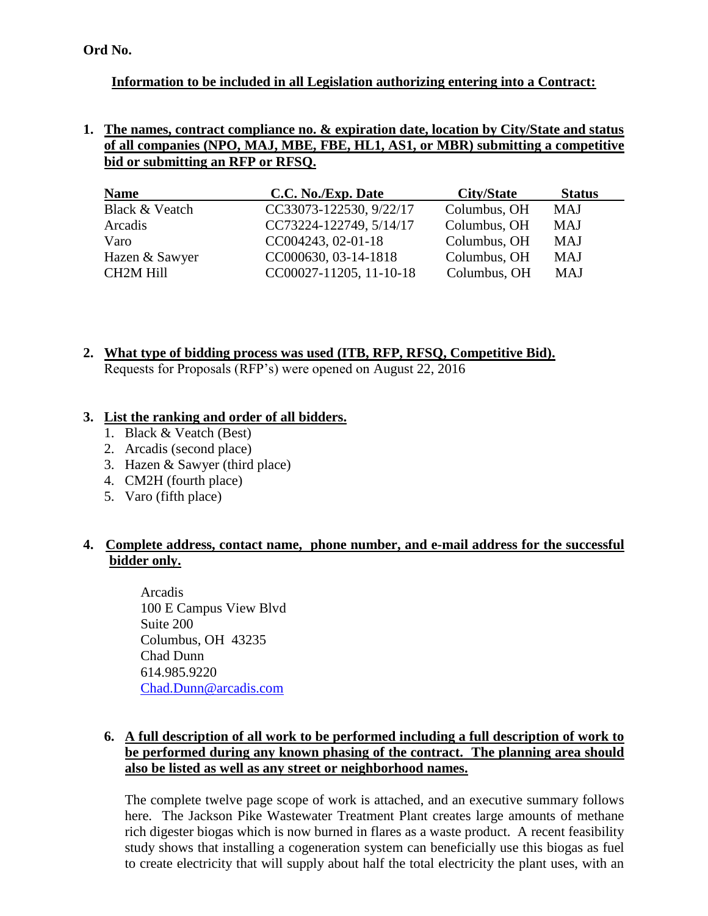**Ord No.**

**Information to be included in all Legislation authorizing entering into a Contract:**

**1. The names, contract compliance no. & expiration date, location by City/State and status of all companies (NPO, MAJ, MBE, FBE, HL1, AS1, or MBR) submitting a competitive bid or submitting an RFP or RFSQ.**

| Name | C.C. No./Exp. Date | City/State | Status |
|---|---|---|---|
| Black & Veatch | CC33073-122530, 9/22/17 | Columbus, OH | MAJ |
| Arcadis | CC73224-122749, 5/14/17 | Columbus, OH | MAJ |
| Varo | CC004243, 02-01-18 | Columbus, OH | MAJ |
| Hazen & Sawyer | CC000630, 03-14-1818 | Columbus, OH | MAJ |
| CH2M Hill | CC00027-11205, 11-10-18 | Columbus, OH | MAJ |

**2. What type of bidding process was used (ITB, RFP, RFSQ, Competitive Bid).**
Requests for Proposals (RFP's) were opened on August 22, 2016

**3. List the ranking and order of all bidders.**

1. Black & Veatch (Best)
2. Arcadis (second place)
3. Hazen & Sawyer (third place)
4. CM2H (fourth place)
5. Varo (fifth place)

**4. Complete address, contact name, phone number, and e-mail address for the successful bidder only.**

Arcadis
100 E Campus View Blvd
Suite 200
Columbus, OH 43235
Chad Dunn
614.985.9220
Chad.Dunn@arcadis.com

**6. A full description of all work to be performed including a full description of work to be performed during any known phasing of the contract. The planning area should also be listed as well as any street or neighborhood names.**

The complete twelve page scope of work is attached, and an executive summary follows here. The Jackson Pike Wastewater Treatment Plant creates large amounts of methane rich digester biogas which is now burned in flares as a waste product. A recent feasibility study shows that installing a cogeneration system can beneficially use this biogas as fuel to create electricity that will supply about half the total electricity the plant uses, with an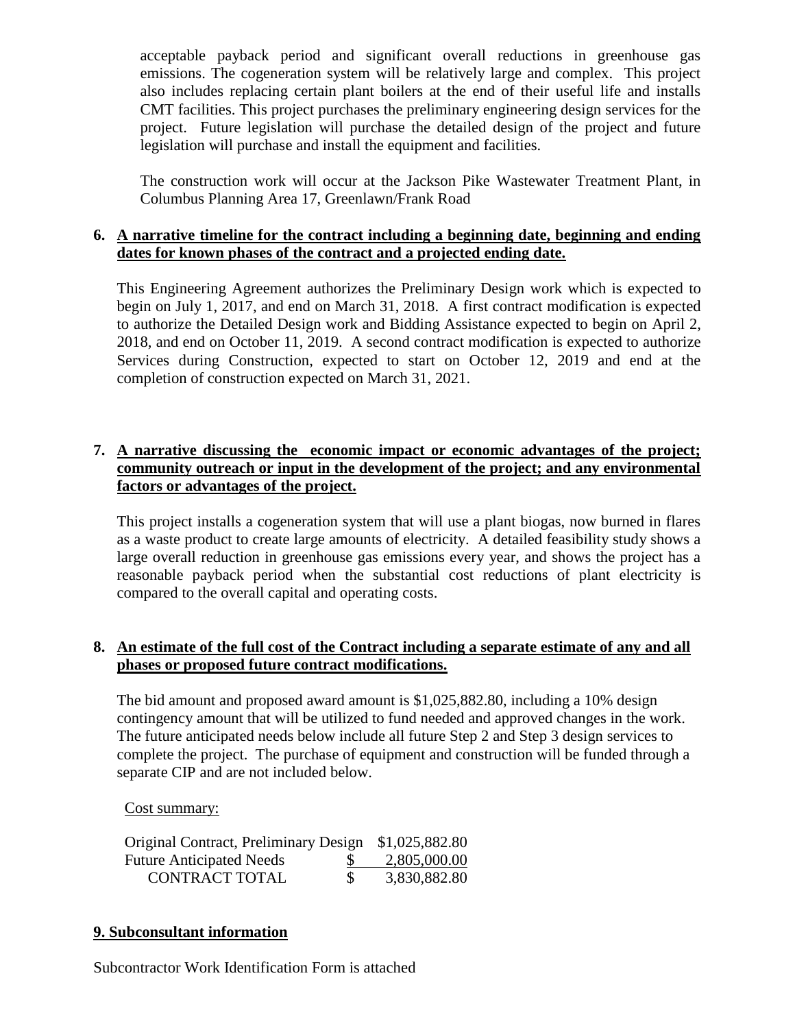acceptable payback period and significant overall reductions in greenhouse gas emissions. The cogeneration system will be relatively large and complex. This project also includes replacing certain plant boilers at the end of their useful life and installs CMT facilities. This project purchases the preliminary engineering design services for the project. Future legislation will purchase the detailed design of the project and future legislation will purchase and install the equipment and facilities.

The construction work will occur at the Jackson Pike Wastewater Treatment Plant, in Columbus Planning Area 17, Greenlawn/Frank Road

**6. A narrative timeline for the contract including a beginning date, beginning and ending dates for known phases of the contract and a projected ending date.**

This Engineering Agreement authorizes the Preliminary Design work which is expected to begin on July 1, 2017, and end on March 31, 2018. A first contract modification is expected to authorize the Detailed Design work and Bidding Assistance expected to begin on April 2, 2018, and end on October 11, 2019. A second contract modification is expected to authorize Services during Construction, expected to start on October 12, 2019 and end at the completion of construction expected on March 31, 2021.

**7. A narrative discussing the economic impact or economic advantages of the project; community outreach or input in the development of the project; and any environmental factors or advantages of the project.**

This project installs a cogeneration system that will use a plant biogas, now burned in flares as a waste product to create large amounts of electricity. A detailed feasibility study shows a large overall reduction in greenhouse gas emissions every year, and shows the project has a reasonable payback period when the substantial cost reductions of plant electricity is compared to the overall capital and operating costs.

**8. An estimate of the full cost of the Contract including a separate estimate of any and all phases or proposed future contract modifications.**

The bid amount and proposed award amount is $1,025,882.80, including a 10% design contingency amount that will be utilized to fund needed and approved changes in the work. The future anticipated needs below include all future Step 2 and Step 3 design services to complete the project. The purchase of equipment and construction will be funded through a separate CIP and are not included below.

Cost summary:

| | |
|---|---|
| Original Contract, Preliminary Design | $1,025,882.80 |
| Future Anticipated Needs | $ 2,805,000.00 |
| CONTRACT TOTAL | $ 3,830,882.80 |

**9. Subconsultant information**

Subcontractor Work Identification Form is attached